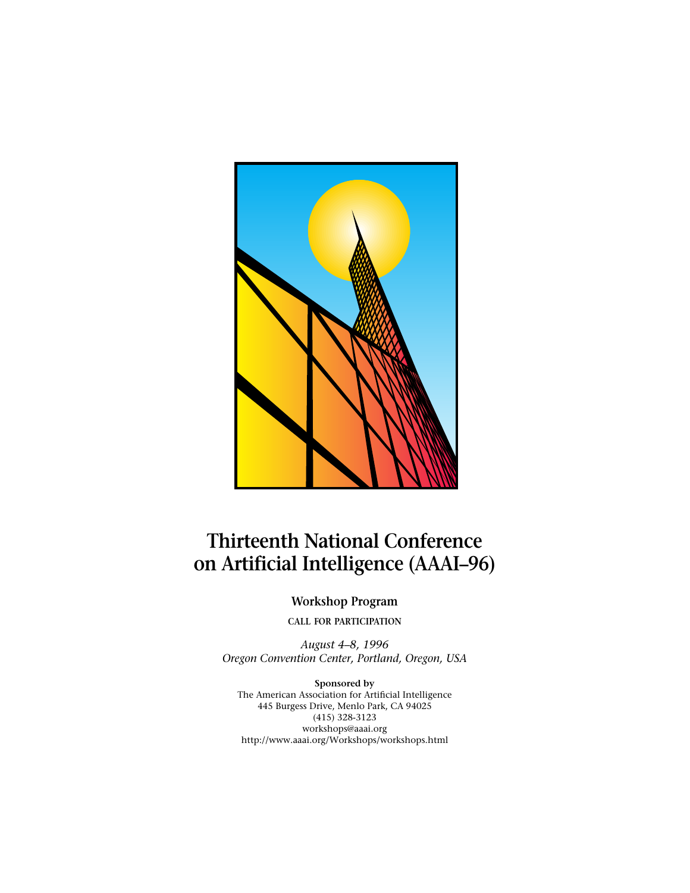# Thirteenth National Conference on Artificial Intelligence (AAAI–96)

## Workshop Program

CALL FOR PARTICIPATION

*August 4–8, 1996*
*Oregon Convention Center, Portland, Oregon, USA*

**Sponsored by**
The American Association for Artificial Intelligence
445 Burgess Drive, Menlo Park, CA 94025
(415) 328-3123
workshops@aaai.org
http://www.aaai.org/Workshops/workshops.html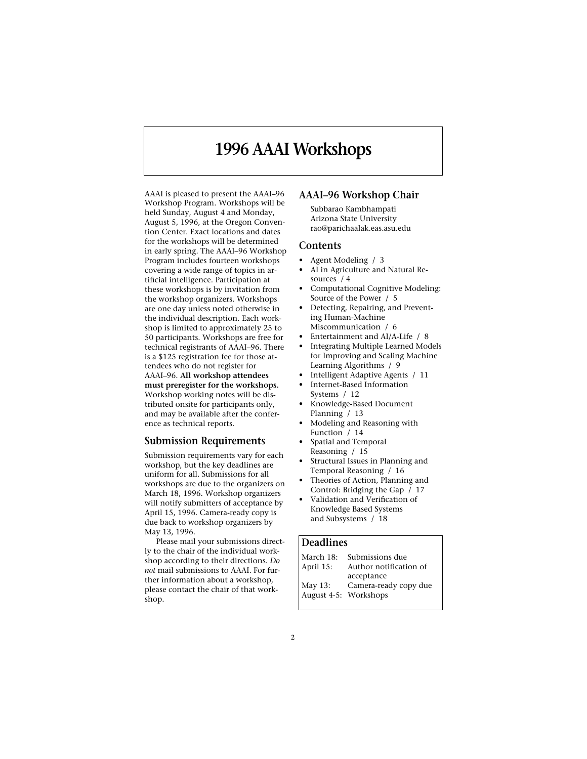# 1996 AAAI Workshops

AAAI is pleased to present the AAAI–96 Workshop Program. Workshops will be held Sunday, August 4 and Monday, August 5, 1996, at the Oregon Convention Center. Exact locations and dates for the workshops will be determined in early spring. The AAAI–96 Workshop Program includes fourteen workshops covering a wide range of topics in artificial intelligence. Participation at these workshops is by invitation from the workshop organizers. Workshops are one day unless noted otherwise in the individual description. Each workshop is limited to approximately 25 to 50 participants. Workshops are free for technical registrants of AAAI–96. There is a $125 registration fee for those attendees who do not register for AAAI–96. **All workshop attendees must preregister for the workshops.** Workshop working notes will be distributed onsite for participants only, and may be available after the conference as technical reports.

## Submission Requirements

Submission requirements vary for each workshop, but the key deadlines are uniform for all. Submissions for all workshops are due to the organizers on March 18, 1996. Workshop organizers will notify submitters of acceptance by April 15, 1996. Camera-ready copy is due back to workshop organizers by May 13, 1996.

Please mail your submissions directly to the chair of the individual workshop according to their directions. *Do not* mail submissions to AAAI. For further information about a workshop, please contact the chair of that workshop.

## AAAI–96 Workshop Chair

Subbarao Kambhampati
Arizona State University
rao@parichaalak.eas.asu.edu

## Contents

- Agent Modeling / 3
- AI in Agriculture and Natural Resources / 4
- Computational Cognitive Modeling: Source of the Power / 5
- Detecting, Repairing, and Preventing Human-Machine Miscommunication / 6
- Entertainment and AI/A-Life / 8
- Integrating Multiple Learned Models for Improving and Scaling Machine Learning Algorithms / 9
- Intelligent Adaptive Agents / 11
- Internet-Based Information Systems / 12
- Knowledge-Based Document Planning / 13
- Modeling and Reasoning with Function / 14
- Spatial and Temporal Reasoning / 15
- Structural Issues in Planning and Temporal Reasoning / 16
- Theories of Action, Planning and Control: Bridging the Gap / 17
- Validation and Verification of Knowledge Based Systems and Subsystems / 18

## Deadlines

| | |
|---|---|
| March 18: | Submissions due |
| April 15: | Author notification of acceptance |
| May 13: | Camera-ready copy due |
| August 4-5: | Workshops |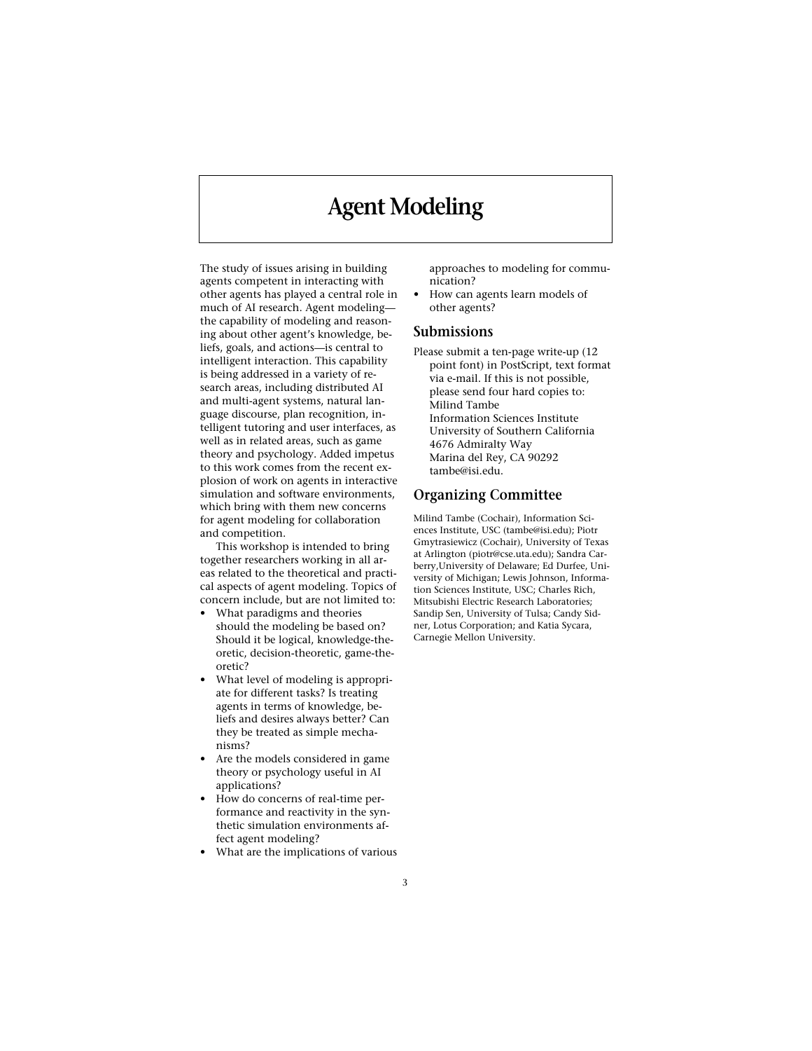# Agent Modeling

The study of issues arising in building agents competent in interacting with other agents has played a central role in much of AI research. Agent modeling—the capability of modeling and reasoning about other agent's knowledge, beliefs, goals, and actions—is central to intelligent interaction. This capability is being addressed in a variety of research areas, including distributed AI and multi-agent systems, natural language discourse, plan recognition, intelligent tutoring and user interfaces, as well as in related areas, such as game theory and psychology. Added impetus to this work comes from the recent explosion of work on agents in interactive simulation and software environments, which bring with them new concerns for agent modeling for collaboration and competition.

This workshop is intended to bring together researchers working in all areas related to the theoretical and practical aspects of agent modeling. Topics of concern include, but are not limited to:

- What paradigms and theories should the modeling be based on? Should it be logical, knowledge-theoretic, decision-theoretic, game-theoretic?
- What level of modeling is appropriate for different tasks? Is treating agents in terms of knowledge, beliefs and desires always better? Can they be treated as simple mechanisms?
- Are the models considered in game theory or psychology useful in AI applications?
- How do concerns of real-time performance and reactivity in the synthetic simulation environments affect agent modeling?
- What are the implications of various approaches to modeling for communication?
- How can agents learn models of other agents?

## Submissions

Please submit a ten-page write-up (12 point font) in PostScript, text format via e-mail. If this is not possible, please send four hard copies to:
Milind Tambe
Information Sciences Institute
University of Southern California
4676 Admiralty Way
Marina del Rey, CA 90292
tambe@isi.edu.

## Organizing Committee

Milind Tambe (Cochair), Information Sciences Institute, USC (tambe@isi.edu); Piotr Gmytrasiewicz (Cochair), University of Texas at Arlington (piotr@cse.uta.edu); Sandra Carberry, University of Delaware; Ed Durfee, University of Michigan; Lewis Johnson, Information Sciences Institute, USC; Charles Rich, Mitsubishi Electric Research Laboratories; Sandip Sen, University of Tulsa; Candy Sidner, Lotus Corporation; and Katia Sycara, Carnegie Mellon University.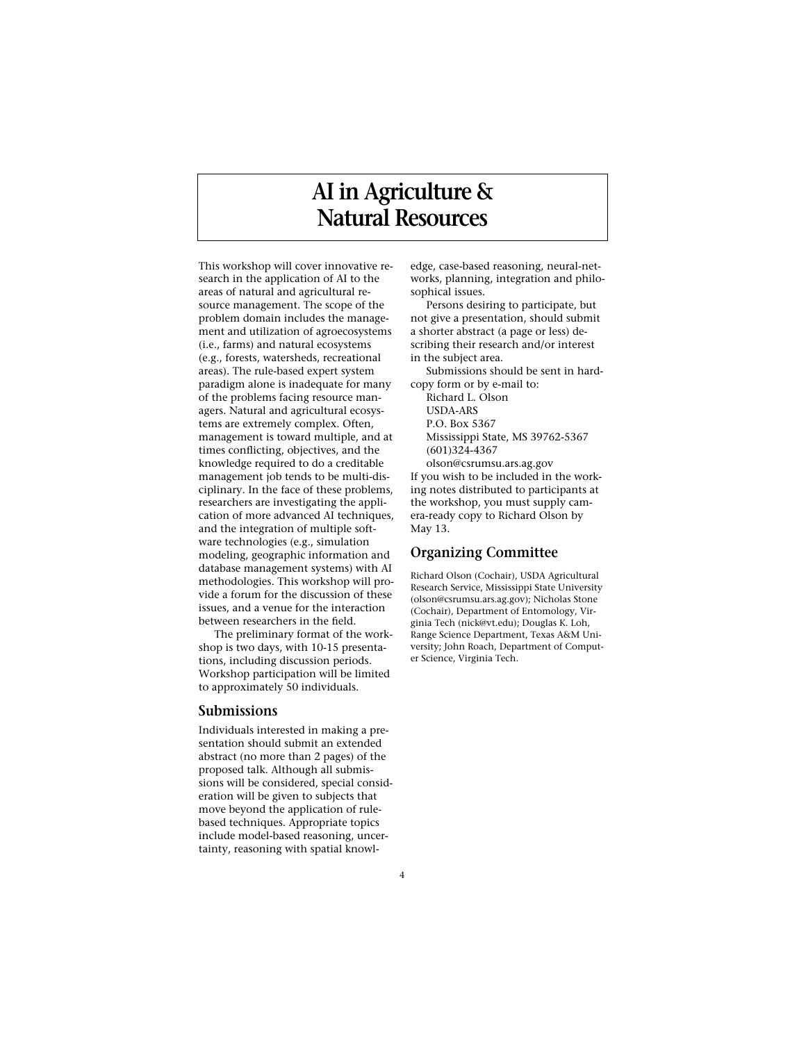# AI in Agriculture & Natural Resources

This workshop will cover innovative research in the application of AI to the areas of natural and agricultural resource management. The scope of the problem domain includes the management and utilization of agroecosystems (i.e., farms) and natural ecosystems (e.g., forests, watersheds, recreational areas). The rule-based expert system paradigm alone is inadequate for many of the problems facing resource managers. Natural and agricultural ecosystems are extremely complex. Often, management is toward multiple, and at times conflicting, objectives, and the knowledge required to do a creditable management job tends to be multi-disciplinary. In the face of these problems, researchers are investigating the application of more advanced AI techniques, and the integration of multiple software technologies (e.g., simulation modeling, geographic information and database management systems) with AI methodologies. This workshop will provide a forum for the discussion of these issues, and a venue for the interaction between researchers in the field.

The preliminary format of the workshop is two days, with 10-15 presentations, including discussion periods. Workshop participation will be limited to approximately 50 individuals.

## Submissions

Individuals interested in making a presentation should submit an extended abstract (no more than 2 pages) of the proposed talk. Although all submissions will be considered, special consideration will be given to subjects that move beyond the application of rule-based techniques. Appropriate topics include model-based reasoning, uncertainty, reasoning with spatial knowledge, case-based reasoning, neural-networks, planning, integration and philosophical issues.

Persons desiring to participate, but not give a presentation, should submit a shorter abstract (a page or less) describing their research and/or interest in the subject area.

Submissions should be sent in hardcopy form or by e-mail to:

Richard L. Olson  
USDA-ARS  
P.O. Box 5367  
Mississippi State, MS 39762-5367  
(601)324-4367  
olson@csrumsu.ars.ag.gov

If you wish to be included in the working notes distributed to participants at the workshop, you must supply camera-ready copy to Richard Olson by May 13.

## Organizing Committee

Richard Olson (Cochair), USDA Agricultural Research Service, Mississippi State University (olson@csrumsu.ars.ag.gov); Nicholas Stone (Cochair), Department of Entomology, Virginia Tech (nick@vt.edu); Douglas K. Loh, Range Science Department, Texas A&M University; John Roach, Department of Computer Science, Virginia Tech.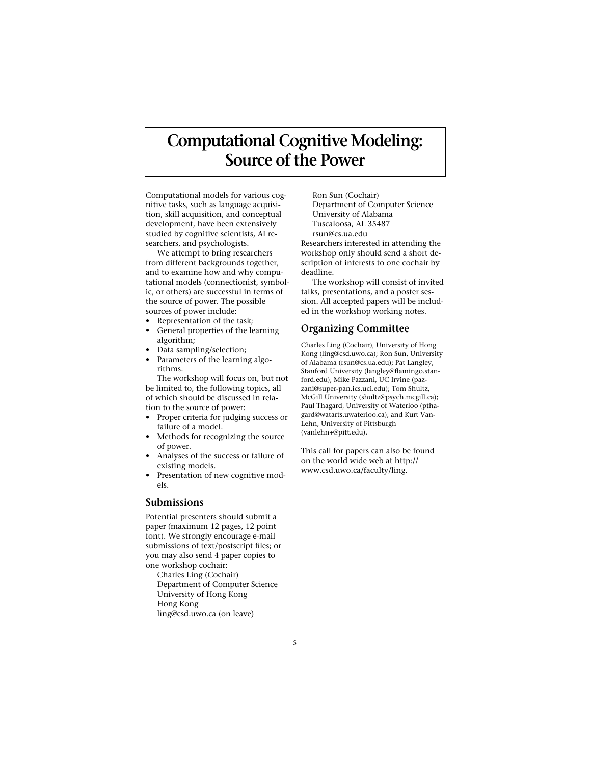# Computational Cognitive Modeling: Source of the Power

Computational models for various cognitive tasks, such as language acquisition, skill acquisition, and conceptual development, have been extensively studied by cognitive scientists, AI researchers, and psychologists.

We attempt to bring researchers from different backgrounds together, and to examine how and why computational models (connectionist, symbolic, or others) are successful in terms of the source of power. The possible sources of power include:

- Representation of the task;
- General properties of the learning algorithm;
- Data sampling/selection;
- Parameters of the learning algorithms.

The workshop will focus on, but not be limited to, the following topics, all of which should be discussed in relation to the source of power:

- Proper criteria for judging success or failure of a model.
- Methods for recognizing the source of power.
- Analyses of the success or failure of existing models.
- Presentation of new cognitive models.

## Submissions

Potential presenters should submit a paper (maximum 12 pages, 12 point font). We strongly encourage e-mail submissions of text/postscript files; or you may also send 4 paper copies to one workshop cochair:

Charles Ling (Cochair)
Department of Computer Science
University of Hong Kong
Hong Kong
ling@csd.uwo.ca (on leave)

Ron Sun (Cochair)
Department of Computer Science
University of Alabama
Tuscaloosa, AL 35487
rsun@cs.ua.edu

Researchers interested in attending the workshop only should send a short description of interests to one cochair by deadline.

The workshop will consist of invited talks, presentations, and a poster session. All accepted papers will be included in the workshop working notes.

## Organizing Committee

Charles Ling (Cochair), University of Hong Kong (ling@csd.uwo.ca); Ron Sun, University of Alabama (rsun@cs.ua.edu); Pat Langley, Stanford University (langley@flamingo.stanford.edu); Mike Pazzani, UC Irvine (pazzani@super-pan.ics.uci.edu); Tom Shultz, McGill University (shultz@psych.mcgill.ca); Paul Thagard, University of Waterloo (pthagard@watarts.uwaterloo.ca); and Kurt VanLehn, University of Pittsburgh (vanlehn+@pitt.edu).

This call for papers can also be found on the world wide web at http://www.csd.uwo.ca/faculty/ling.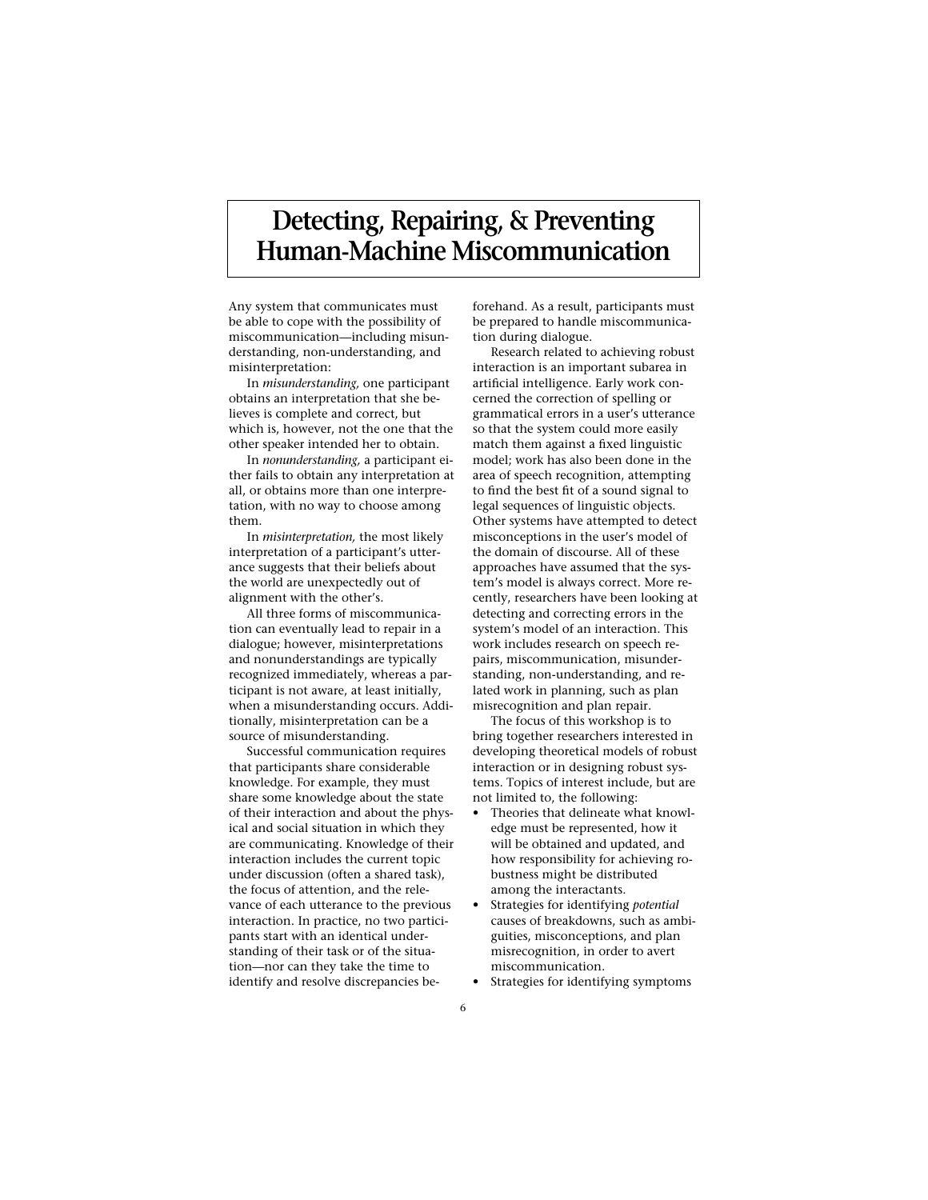# Detecting, Repairing, & Preventing Human-Machine Miscommunication

Any system that communicates must be able to cope with the possibility of miscommunication—including misunderstanding, non-understanding, and misinterpretation:

In *misunderstanding,* one participant obtains an interpretation that she believes is complete and correct, but which is, however, not the one that the other speaker intended her to obtain.

In *nonunderstanding,* a participant either fails to obtain any interpretation at all, or obtains more than one interpretation, with no way to choose among them.

In *misinterpretation,* the most likely interpretation of a participant's utterance suggests that their beliefs about the world are unexpectedly out of alignment with the other's.

All three forms of miscommunication can eventually lead to repair in a dialogue; however, misinterpretations and nonunderstandings are typically recognized immediately, whereas a participant is not aware, at least initially, when a misunderstanding occurs. Additionally, misinterpretation can be a source of misunderstanding.

Successful communication requires that participants share considerable knowledge. For example, they must share some knowledge about the state of their interaction and about the physical and social situation in which they are communicating. Knowledge of their interaction includes the current topic under discussion (often a shared task), the focus of attention, and the relevance of each utterance to the previous interaction. In practice, no two participants start with an identical understanding of their task or of the situation—nor can they take the time to identify and resolve discrepancies beforehand. As a result, participants must be prepared to handle miscommunication during dialogue.

Research related to achieving robust interaction is an important subarea in artificial intelligence. Early work concerned the correction of spelling or grammatical errors in a user's utterance so that the system could more easily match them against a fixed linguistic model; work has also been done in the area of speech recognition, attempting to find the best fit of a sound signal to legal sequences of linguistic objects. Other systems have attempted to detect misconceptions in the user's model of the domain of discourse. All of these approaches have assumed that the system's model is always correct. More recently, researchers have been looking at detecting and correcting errors in the system's model of an interaction. This work includes research on speech repairs, miscommunication, misunderstanding, non-understanding, and related work in planning, such as plan misrecognition and plan repair.

The focus of this workshop is to bring together researchers interested in developing theoretical models of robust interaction or in designing robust systems. Topics of interest include, but are not limited to, the following:

- Theories that delineate what knowledge must be represented, how it will be obtained and updated, and how responsibility for achieving robustness might be distributed among the interactants.
- Strategies for identifying *potential* causes of breakdowns, such as ambiguities, misconceptions, and plan misrecognition, in order to avert miscommunication.
- Strategies for identifying symptoms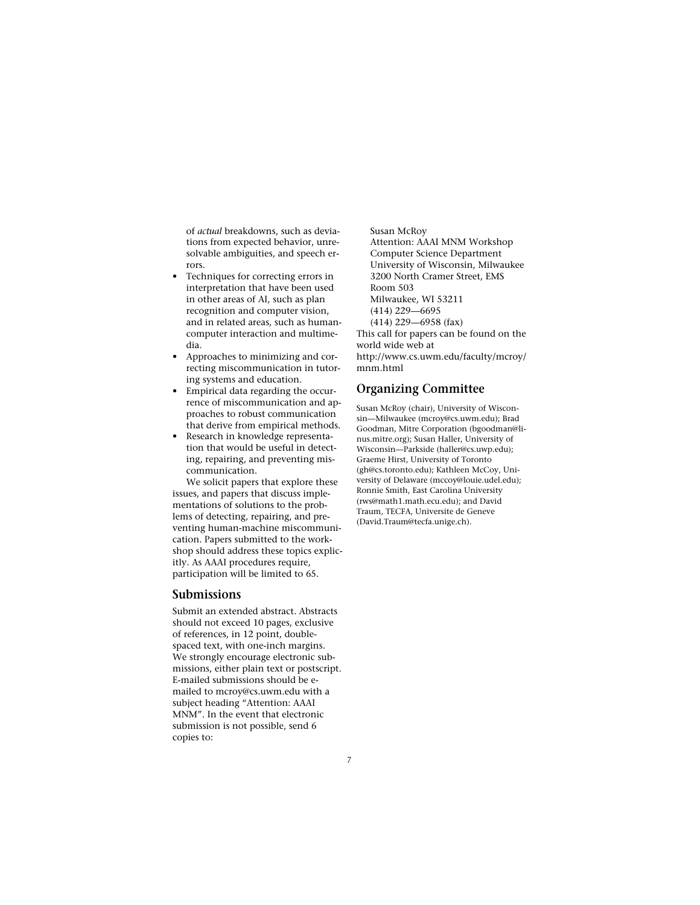of *actual* breakdowns, such as deviations from expected behavior, unresolvable ambiguities, and speech errors.

- Techniques for correcting errors in interpretation that have been used in other areas of AI, such as plan recognition and computer vision, and in related areas, such as human-computer interaction and multimedia.
- Approaches to minimizing and correcting miscommunication in tutoring systems and education.
- Empirical data regarding the occurrence of miscommunication and approaches to robust communication that derive from empirical methods.
- Research in knowledge representation that would be useful in detecting, repairing, and preventing miscommunication.

We solicit papers that explore these issues, and papers that discuss implementations of solutions to the problems of detecting, repairing, and preventing human-machine miscommunication. Papers submitted to the workshop should address these topics explicitly. As AAAI procedures require, participation will be limited to 65.

## Submissions

Submit an extended abstract. Abstracts should not exceed 10 pages, exclusive of references, in 12 point, double-spaced text, with one-inch margins. We strongly encourage electronic submissions, either plain text or postscript. E-mailed submissions should be e-mailed to mcroy@cs.uwm.edu with a subject heading "Attention: AAAI MNM". In the event that electronic submission is not possible, send 6 copies to:

Susan McRoy
Attention: AAAI MNM Workshop
Computer Science Department
University of Wisconsin, Milwaukee
3200 North Cramer Street, EMS Room 503
Milwaukee, WI 53211
(414) 229—6695
(414) 229—6958 (fax)

This call for papers can be found on the world wide web at http://www.cs.uwm.edu/faculty/mcroy/mnm.html

## Organizing Committee

Susan McRoy (chair), University of Wisconsin—Milwaukee (mcroy@cs.uwm.edu); Brad Goodman, Mitre Corporation (bgoodman@linus.mitre.org); Susan Haller, University of Wisconsin—Parkside (haller@cs.uwp.edu); Graeme Hirst, University of Toronto (gh@cs.toronto.edu); Kathleen McCoy, University of Delaware (mccoy@louie.udel.edu); Ronnie Smith, East Carolina University (rws@math1.math.ecu.edu); and David Traum, TECFA, Universite de Geneve (David.Traum@tecfa.unige.ch).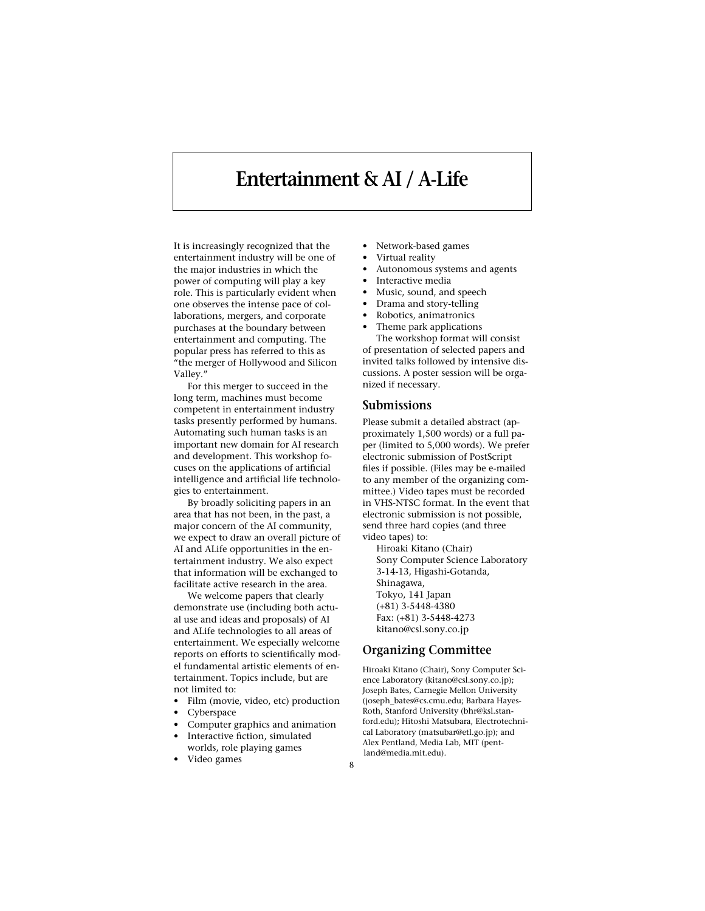# Entertainment & AI / A-Life

It is increasingly recognized that the entertainment industry will be one of the major industries in which the power of computing will play a key role. This is particularly evident when one observes the intense pace of collaborations, mergers, and corporate purchases at the boundary between entertainment and computing. The popular press has referred to this as "the merger of Hollywood and Silicon Valley."

For this merger to succeed in the long term, machines must become competent in entertainment industry tasks presently performed by humans. Automating such human tasks is an important new domain for AI research and development. This workshop focuses on the applications of artificial intelligence and artificial life technologies to entertainment.

By broadly soliciting papers in an area that has not been, in the past, a major concern of the AI community, we expect to draw an overall picture of AI and ALife opportunities in the entertainment industry. We also expect that information will be exchanged to facilitate active research in the area.

We welcome papers that clearly demonstrate use (including both actual use and ideas and proposals) of AI and ALife technologies to all areas of entertainment. We especially welcome reports on efforts to scientifically model fundamental artistic elements of entertainment. Topics include, but are not limited to:

- Film (movie, video, etc) production
- Cyberspace
- Computer graphics and animation
- Interactive fiction, simulated worlds, role playing games
- Video games
- Network-based games
- Virtual reality
- Autonomous systems and agents
- Interactive media
- Music, sound, and speech
- Drama and story-telling
- Robotics, animatronics
- Theme park applications

The workshop format will consist of presentation of selected papers and invited talks followed by intensive discussions. A poster session will be organized if necessary.

## Submissions

Please submit a detailed abstract (approximately 1,500 words) or a full paper (limited to 5,000 words). We prefer electronic submission of PostScript files if possible. (Files may be e-mailed to any member of the organizing committee.) Video tapes must be recorded in VHS-NTSC format. In the event that electronic submission is not possible, send three hard copies (and three video tapes) to:

Hiroaki Kitano (Chair)
Sony Computer Science Laboratory
3-14-13, Higashi-Gotanda,
Shinagawa,
Tokyo, 141 Japan
(+81) 3-5448-4380
Fax: (+81) 3-5448-4273
kitano@csl.sony.co.jp

## Organizing Committee

Hiroaki Kitano (Chair), Sony Computer Science Laboratory (kitano@csl.sony.co.jp); Joseph Bates, Carnegie Mellon University (joseph_bates@cs.cmu.edu; Barbara Hayes-Roth, Stanford University (bhr@ksl.stanford.edu); Hitoshi Matsubara, Electrotechnical Laboratory (matsubar@etl.go.jp); and Alex Pentland, Media Lab, MIT (pentland@media.mit.edu).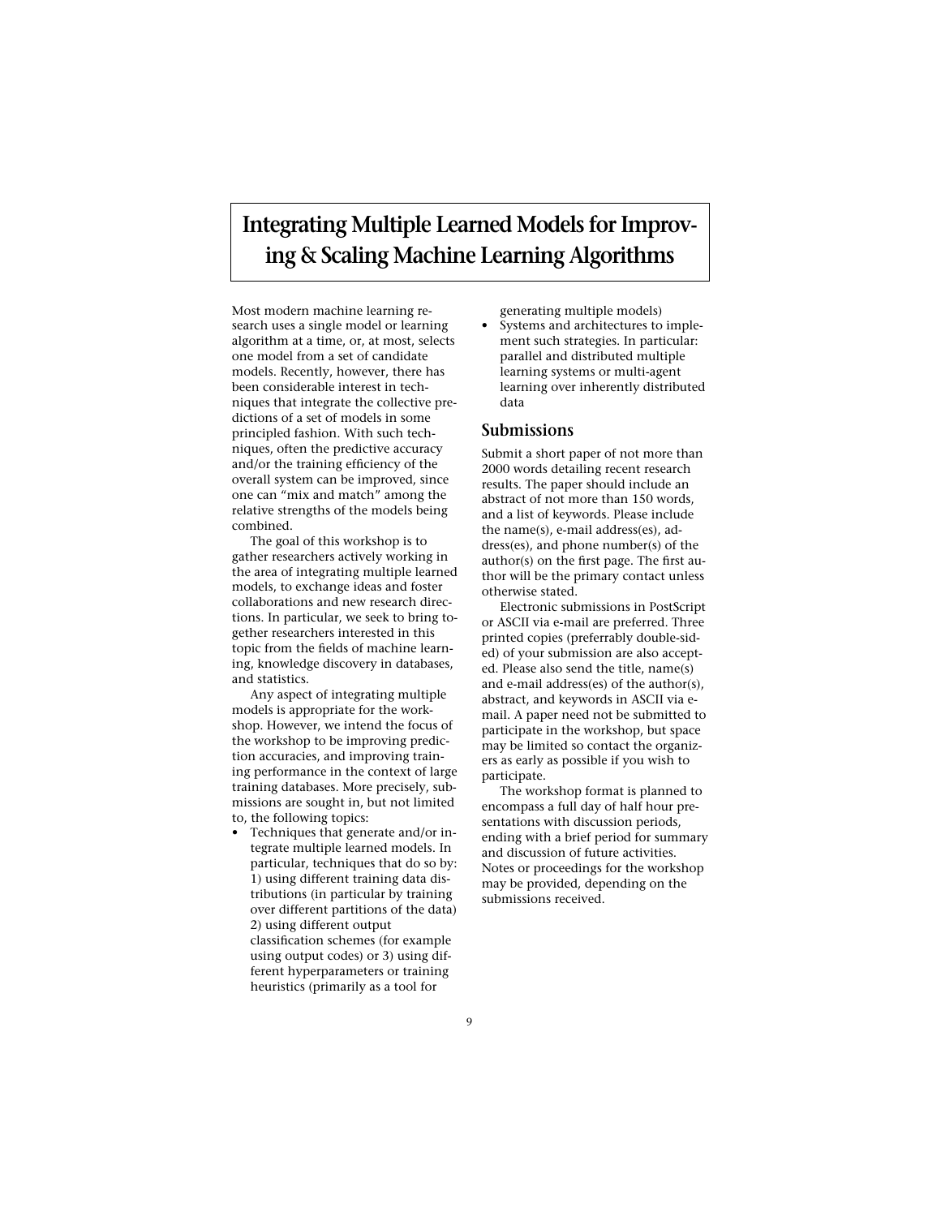# Integrating Multiple Learned Models for Improving & Scaling Machine Learning Algorithms

Most modern machine learning research uses a single model or learning algorithm at a time, or, at most, selects one model from a set of candidate models. Recently, however, there has been considerable interest in techniques that integrate the collective predictions of a set of models in some principled fashion. With such techniques, often the predictive accuracy and/or the training efficiency of the overall system can be improved, since one can "mix and match" among the relative strengths of the models being combined.

The goal of this workshop is to gather researchers actively working in the area of integrating multiple learned models, to exchange ideas and foster collaborations and new research directions. In particular, we seek to bring together researchers interested in this topic from the fields of machine learning, knowledge discovery in databases, and statistics.

Any aspect of integrating multiple models is appropriate for the workshop. However, we intend the focus of the workshop to be improving prediction accuracies, and improving training performance in the context of large training databases. More precisely, submissions are sought in, but not limited to, the following topics:

- Techniques that generate and/or integrate multiple learned models. In particular, techniques that do so by: 1) using different training data distributions (in particular by training over different partitions of the data) 2) using different output classification schemes (for example using output codes) or 3) using different hyperparameters or training heuristics (primarily as a tool for generating multiple models)
- Systems and architectures to implement such strategies. In particular: parallel and distributed multiple learning systems or multi-agent learning over inherently distributed data

## Submissions

Submit a short paper of not more than 2000 words detailing recent research results. The paper should include an abstract of not more than 150 words, and a list of keywords. Please include the name(s), e-mail address(es), address(es), and phone number(s) of the author(s) on the first page. The first author will be the primary contact unless otherwise stated.

Electronic submissions in PostScript or ASCII via e-mail are preferred. Three printed copies (preferrably double-sided) of your submission are also accepted. Please also send the title, name(s) and e-mail address(es) of the author(s), abstract, and keywords in ASCII via e-mail. A paper need not be submitted to participate in the workshop, but space may be limited so contact the organizers as early as possible if you wish to participate.

The workshop format is planned to encompass a full day of half hour presentations with discussion periods, ending with a brief period for summary and discussion of future activities. Notes or proceedings for the workshop may be provided, depending on the submissions received.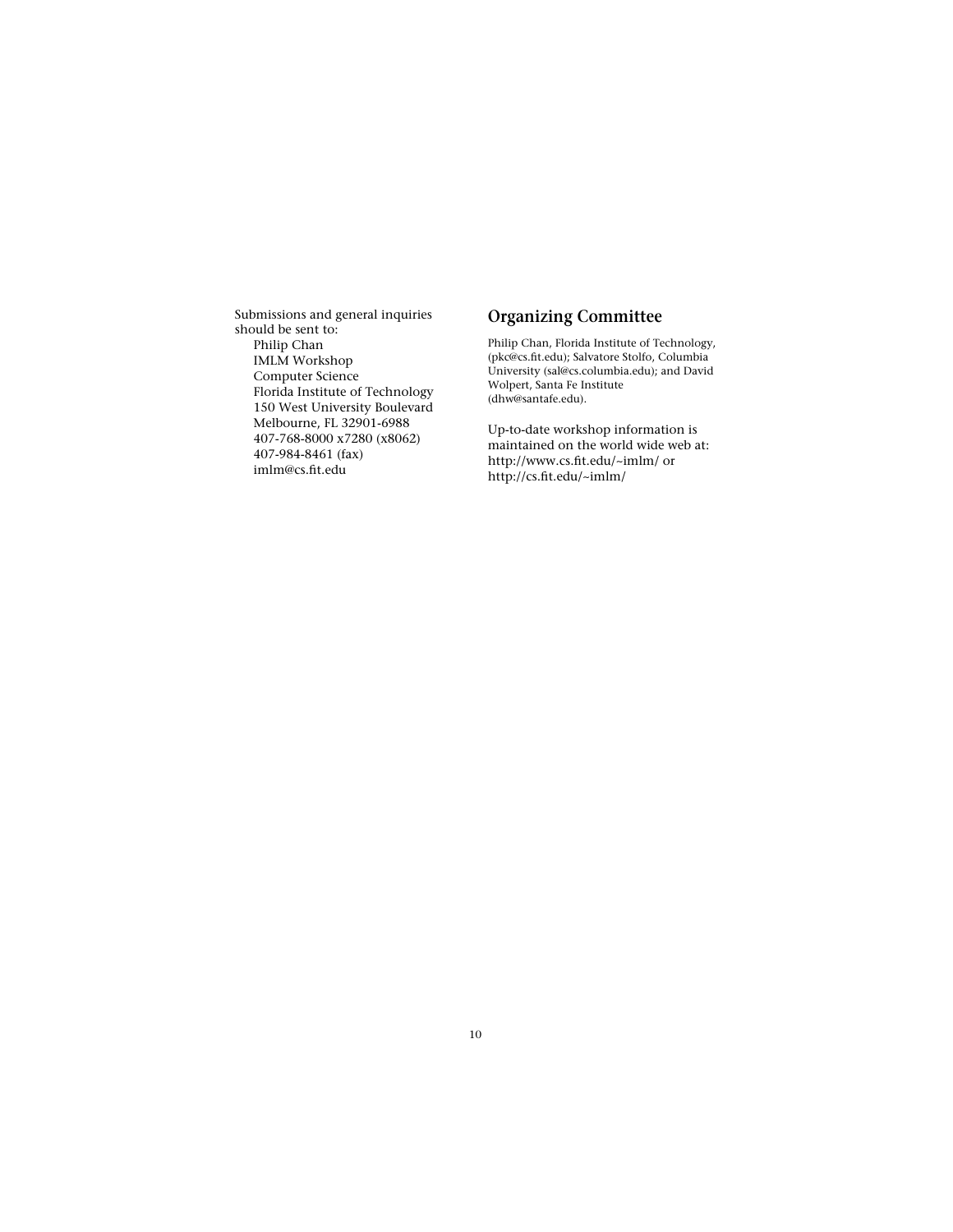Submissions and general inquiries should be sent to:

Philip Chan
IMLM Workshop
Computer Science
Florida Institute of Technology
150 West University Boulevard
Melbourne, FL 32901-6988
407-768-8000 x7280 (x8062)
407-984-8461 (fax)
imlm@cs.fit.edu

## Organizing Committee

Philip Chan, Florida Institute of Technology, (pkc@cs.fit.edu); Salvatore Stolfo, Columbia University (sal@cs.columbia.edu); and David Wolpert, Santa Fe Institute (dhw@santafe.edu).

Up-to-date workshop information is maintained on the world wide web at: http://www.cs.fit.edu/~imlm/ or http://cs.fit.edu/~imlm/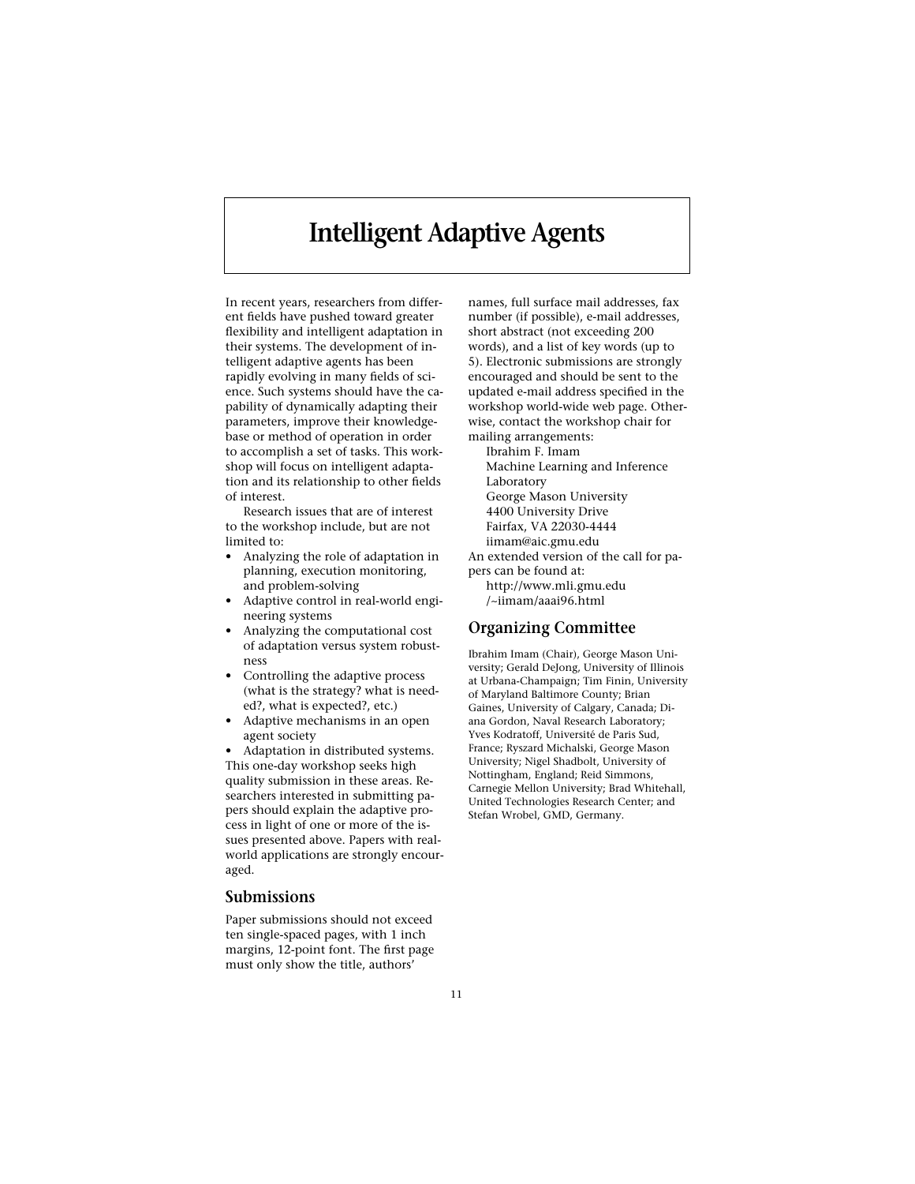# Intelligent Adaptive Agents

In recent years, researchers from different fields have pushed toward greater flexibility and intelligent adaptation in their systems. The development of intelligent adaptive agents has been rapidly evolving in many fields of science. Such systems should have the capability of dynamically adapting their parameters, improve their knowledgebase or method of operation in order to accomplish a set of tasks. This workshop will focus on intelligent adaptation and its relationship to other fields of interest.

Research issues that are of interest to the workshop include, but are not limited to:

- Analyzing the role of adaptation in planning, execution monitoring, and problem-solving
- Adaptive control in real-world engineering systems
- Analyzing the computational cost of adaptation versus system robustness
- Controlling the adaptive process (what is the strategy? what is needed?, what is expected?, etc.)
- Adaptive mechanisms in an open agent society
- Adaptation in distributed systems.

This one-day workshop seeks high quality submission in these areas. Researchers interested in submitting papers should explain the adaptive process in light of one or more of the issues presented above. Papers with real-world applications are strongly encouraged.

## Submissions

Paper submissions should not exceed ten single-spaced pages, with 1 inch margins, 12-point font. The first page must only show the title, authors' names, full surface mail addresses, fax number (if possible), e-mail addresses, short abstract (not exceeding 200 words), and a list of key words (up to 5). Electronic submissions are strongly encouraged and should be sent to the updated e-mail address specified in the workshop world-wide web page. Otherwise, contact the workshop chair for mailing arrangements:

Ibrahim F. Imam
Machine Learning and Inference Laboratory
George Mason University
4400 University Drive
Fairfax, VA 22030-4444
iimam@aic.gmu.edu

An extended version of the call for papers can be found at:

http://www.mli.gmu.edu/~iimam/aaai96.html

## Organizing Committee

Ibrahim Imam (Chair), George Mason University; Gerald DeJong, University of Illinois at Urbana-Champaign; Tim Finin, University of Maryland Baltimore County; Brian Gaines, University of Calgary, Canada; Diana Gordon, Naval Research Laboratory; Yves Kodratoff, Université de Paris Sud, France; Ryszard Michalski, George Mason University; Nigel Shadbolt, University of Nottingham, England; Reid Simmons, Carnegie Mellon University; Brad Whitehall, United Technologies Research Center; and Stefan Wrobel, GMD, Germany.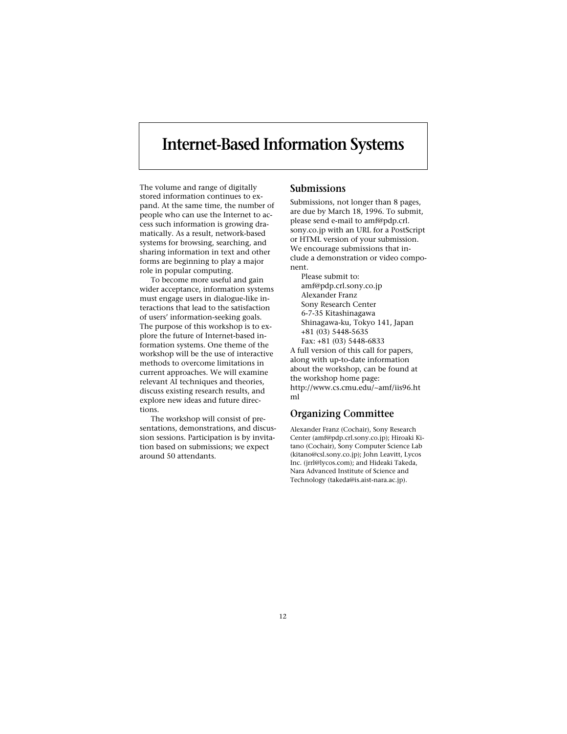# Internet-Based Information Systems

The volume and range of digitally stored information continues to expand. At the same time, the number of people who can use the Internet to access such information is growing dramatically. As a result, network-based systems for browsing, searching, and sharing information in text and other forms are beginning to play a major role in popular computing.

To become more useful and gain wider acceptance, information systems must engage users in dialogue-like interactions that lead to the satisfaction of users' information-seeking goals. The purpose of this workshop is to explore the future of Internet-based information systems. One theme of the workshop will be the use of interactive methods to overcome limitations in current approaches. We will examine relevant AI techniques and theories, discuss existing research results, and explore new ideas and future directions.

The workshop will consist of presentations, demonstrations, and discussion sessions. Participation is by invitation based on submissions; we expect around 50 attendants.

## Submissions

Submissions, not longer than 8 pages, are due by March 18, 1996. To submit, please send e-mail to amf@pdp.crl.sony.co.jp with an URL for a PostScript or HTML version of your submission. We encourage submissions that include a demonstration or video component.

Please submit to:
amf@pdp.crl.sony.co.jp
Alexander Franz
Sony Research Center
6-7-35 Kitashinagawa
Shinagawa-ku, Tokyo 141, Japan
+81 (03) 5448-5635
Fax: +81 (03) 5448-6833

A full version of this call for papers, along with up-to-date information about the workshop, can be found at the workshop home page: http://www.cs.cmu.edu/~amf/iis96.html

## Organizing Committee

Alexander Franz (Cochair), Sony Research Center (amf@pdp.crl.sony.co.jp); Hiroaki Kitano (Cochair), Sony Computer Science Lab (kitano@csl.sony.co.jp); John Leavitt, Lycos Inc. (jrrl@lycos.com); and Hideaki Takeda, Nara Advanced Institute of Science and Technology (takeda@is.aist-nara.ac.jp).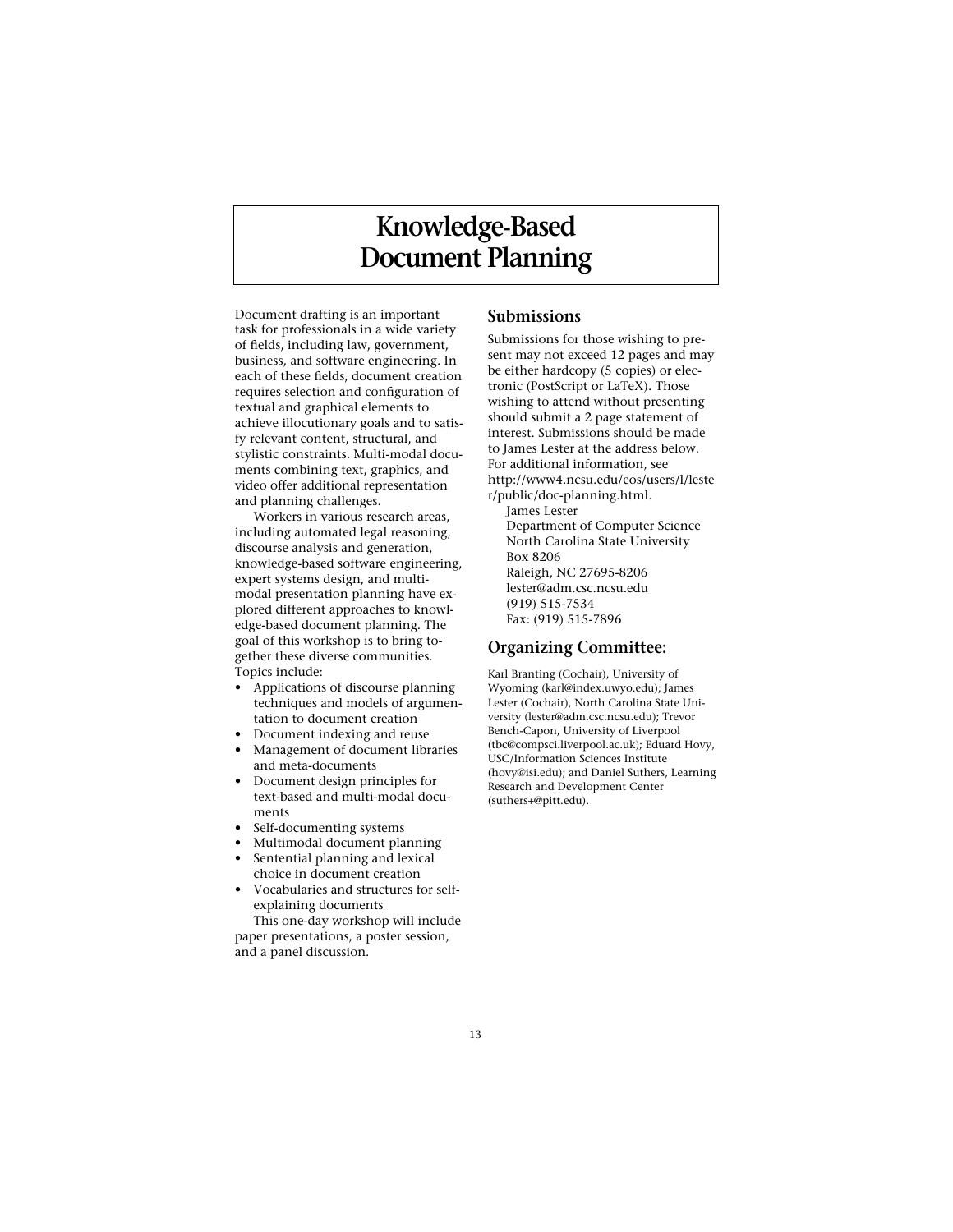# Knowledge-Based Document Planning

Document drafting is an important task for professionals in a wide variety of fields, including law, government, business, and software engineering. In each of these fields, document creation requires selection and configuration of textual and graphical elements to achieve illocutionary goals and to satisfy relevant content, structural, and stylistic constraints. Multi-modal documents combining text, graphics, and video offer additional representation and planning challenges.

Workers in various research areas, including automated legal reasoning, discourse analysis and generation, knowledge-based software engineering, expert systems design, and multimodal presentation planning have explored different approaches to knowledge-based document planning. The goal of this workshop is to bring together these diverse communities. Topics include:

- Applications of discourse planning techniques and models of argumentation to document creation
- Document indexing and reuse
- Management of document libraries and meta-documents
- Document design principles for text-based and multi-modal documents
- Self-documenting systems
- Multimodal document planning
- Sentential planning and lexical choice in document creation
- Vocabularies and structures for self-explaining documents

This one-day workshop will include paper presentations, a poster session, and a panel discussion.

## Submissions

Submissions for those wishing to present may not exceed 12 pages and may be either hardcopy (5 copies) or electronic (PostScript or LaTeX). Those wishing to attend without presenting should submit a 2 page statement of interest. Submissions should be made to James Lester at the address below. For additional information, see http://www4.ncsu.edu/eos/users/l/lester/public/doc-planning.html.

James Lester
Department of Computer Science
North Carolina State University
Box 8206
Raleigh, NC 27695-8206
lester@adm.csc.ncsu.edu
(919) 515-7534
Fax: (919) 515-7896

## Organizing Committee:

Karl Branting (Cochair), University of Wyoming (karl@index.uwyo.edu); James Lester (Cochair), North Carolina State University (lester@adm.csc.ncsu.edu); Trevor Bench-Capon, University of Liverpool (tbc@compsci.liverpool.ac.uk); Eduard Hovy, USC/Information Sciences Institute (hovy@isi.edu); and Daniel Suthers, Learning Research and Development Center (suthers+@pitt.edu).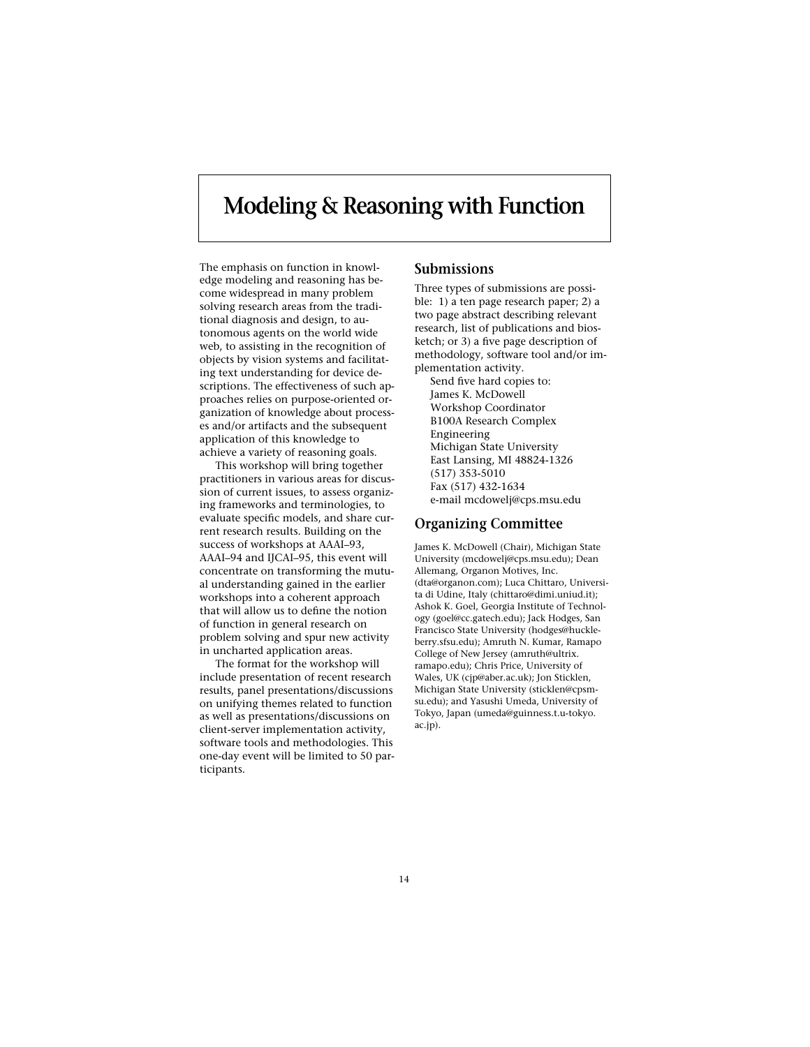# Modeling & Reasoning with Function

The emphasis on function in knowledge modeling and reasoning has become widespread in many problem solving research areas from the traditional diagnosis and design, to autonomous agents on the world wide web, to assisting in the recognition of objects by vision systems and facilitating text understanding for device descriptions. The effectiveness of such approaches relies on purpose-oriented organization of knowledge about processes and/or artifacts and the subsequent application of this knowledge to achieve a variety of reasoning goals.

This workshop will bring together practitioners in various areas for discussion of current issues, to assess organizing frameworks and terminologies, to evaluate specific models, and share current research results. Building on the success of workshops at AAAI–93, AAAI–94 and IJCAI–95, this event will concentrate on transforming the mutual understanding gained in the earlier workshops into a coherent approach that will allow us to define the notion of function in general research on problem solving and spur new activity in uncharted application areas.

The format for the workshop will include presentation of recent research results, panel presentations/discussions on unifying themes related to function as well as presentations/discussions on client-server implementation activity, software tools and methodologies. This one-day event will be limited to 50 participants.

## Submissions

Three types of submissions are possible: 1) a ten page research paper; 2) a two page abstract describing relevant research, list of publications and biosketch; or 3) a five page description of methodology, software tool and/or implementation activity.

Send five hard copies to:
James K. McDowell
Workshop Coordinator
B100A Research Complex
Engineering
Michigan State University
East Lansing, MI 48824-1326
(517) 353-5010
Fax (517) 432-1634
e-mail mcdowelj@cps.msu.edu

## Organizing Committee

James K. McDowell (Chair), Michigan State University (mcdowelj@cps.msu.edu); Dean Allemang, Organon Motives, Inc. (dta@organon.com); Luca Chittaro, Universita di Udine, Italy (chittaro@dimi.uniud.it); Ashok K. Goel, Georgia Institute of Technology (goel@cc.gatech.edu); Jack Hodges, San Francisco State University (hodges@huckleberry.sfsu.edu); Amruth N. Kumar, Ramapo College of New Jersey (amruth@ultrix.ramapo.edu); Chris Price, University of Wales, UK (cjp@aber.ac.uk); Jon Sticklen, Michigan State University (sticklen@cpsmsu.edu); and Yasushi Umeda, University of Tokyo, Japan (umeda@guinness.t.u-tokyo.ac.jp).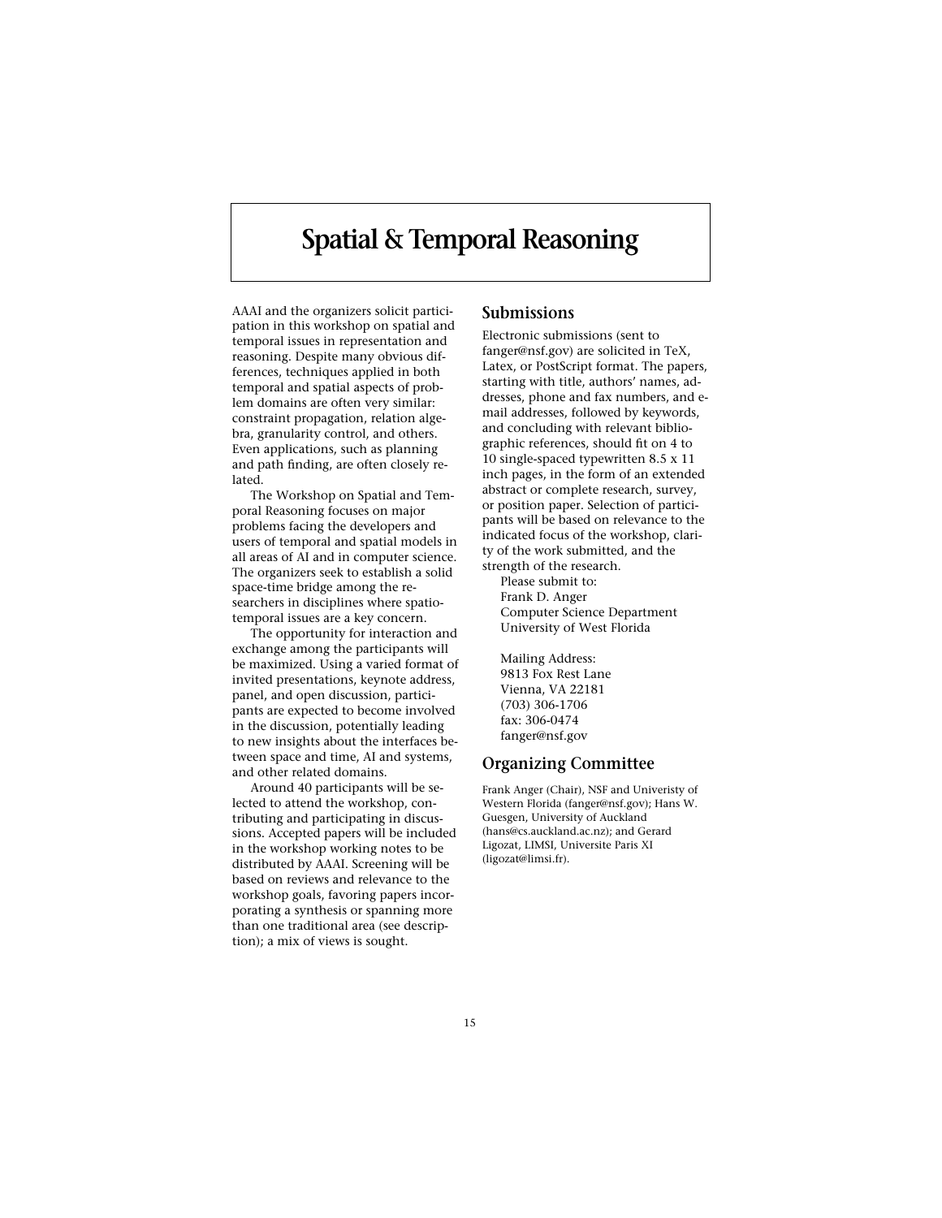# Spatial & Temporal Reasoning

AAAI and the organizers solicit participation in this workshop on spatial and temporal issues in representation and reasoning. Despite many obvious differences, techniques applied in both temporal and spatial aspects of problem domains are often very similar: constraint propagation, relation algebra, granularity control, and others. Even applications, such as planning and path finding, are often closely related.

The Workshop on Spatial and Temporal Reasoning focuses on major problems facing the developers and users of temporal and spatial models in all areas of AI and in computer science. The organizers seek to establish a solid space-time bridge among the researchers in disciplines where spatiotemporal issues are a key concern.

The opportunity for interaction and exchange among the participants will be maximized. Using a varied format of invited presentations, keynote address, panel, and open discussion, participants are expected to become involved in the discussion, potentially leading to new insights about the interfaces between space and time, AI and systems, and other related domains.

Around 40 participants will be selected to attend the workshop, contributing and participating in discussions. Accepted papers will be included in the workshop working notes to be distributed by AAAI. Screening will be based on reviews and relevance to the workshop goals, favoring papers incorporating a synthesis or spanning more than one traditional area (see description); a mix of views is sought.

## Submissions

Electronic submissions (sent to fanger@nsf.gov) are solicited in TeX, Latex, or PostScript format. The papers, starting with title, authors' names, addresses, phone and fax numbers, and e-mail addresses, followed by keywords, and concluding with relevant bibliographic references, should fit on 4 to 10 single-spaced typewritten 8.5 x 11 inch pages, in the form of an extended abstract or complete research, survey, or position paper. Selection of participants will be based on relevance to the indicated focus of the workshop, clarity of the work submitted, and the strength of the research.

Please submit to:
Frank D. Anger
Computer Science Department
University of West Florida

Mailing Address:
9813 Fox Rest Lane
Vienna, VA 22181
(703) 306-1706
fax: 306-0474
fanger@nsf.gov

## Organizing Committee

Frank Anger (Chair), NSF and Univeristy of Western Florida (fanger@nsf.gov); Hans W. Guesgen, University of Auckland (hans@cs.auckland.ac.nz); and Gerard Ligozat, LIMSI, Universite Paris XI (ligozat@limsi.fr).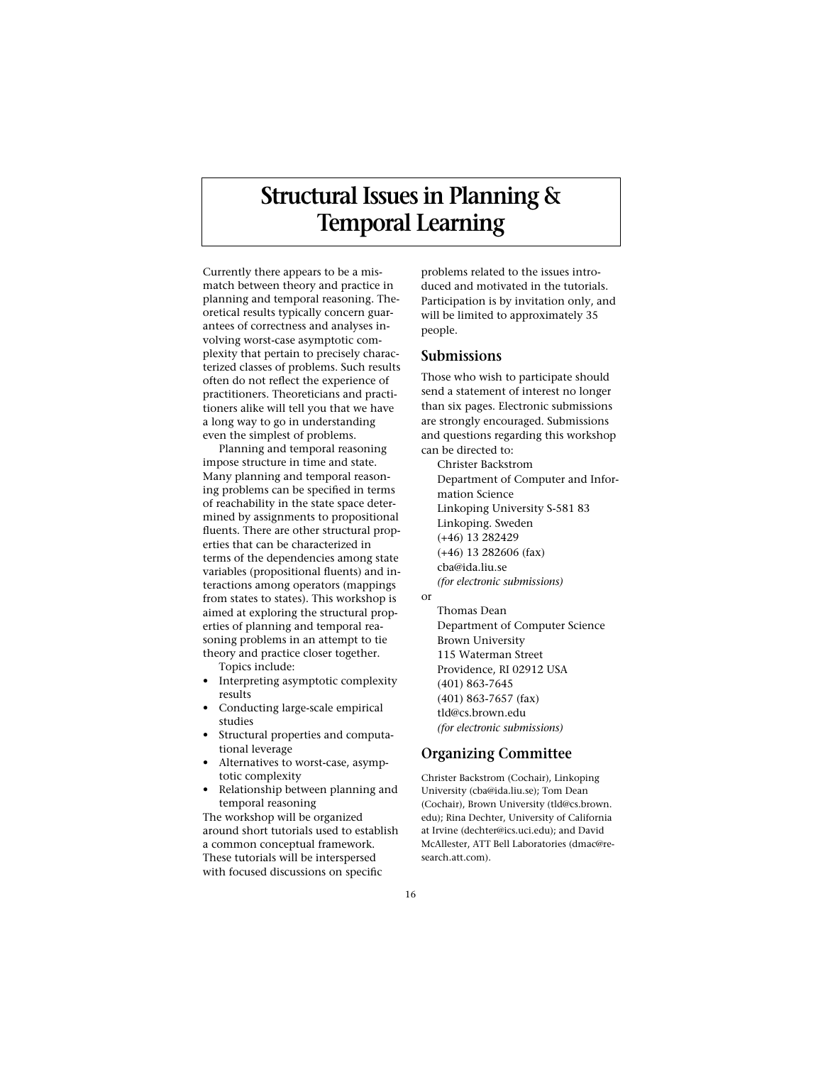# Structural Issues in Planning & Temporal Learning

Currently there appears to be a mismatch between theory and practice in planning and temporal reasoning. Theoretical results typically concern guarantees of correctness and analyses involving worst-case asymptotic complexity that pertain to precisely characterized classes of problems. Such results often do not reflect the experience of practitioners. Theoreticians and practitioners alike will tell you that we have a long way to go in understanding even the simplest of problems.

Planning and temporal reasoning impose structure in time and state. Many planning and temporal reasoning problems can be specified in terms of reachability in the state space determined by assignments to propositional fluents. There are other structural properties that can be characterized in terms of the dependencies among state variables (propositional fluents) and interactions among operators (mappings from states to states). This workshop is aimed at exploring the structural properties of planning and temporal reasoning problems in an attempt to tie theory and practice closer together.

Topics include:

- Interpreting asymptotic complexity results
- Conducting large-scale empirical studies
- Structural properties and computational leverage
- Alternatives to worst-case, asymptotic complexity
- Relationship between planning and temporal reasoning

The workshop will be organized around short tutorials used to establish a common conceptual framework. These tutorials will be interspersed with focused discussions on specific problems related to the issues introduced and motivated in the tutorials. Participation is by invitation only, and will be limited to approximately 35 people.

## Submissions

Those who wish to participate should send a statement of interest no longer than six pages. Electronic submissions are strongly encouraged. Submissions and questions regarding this workshop can be directed to:

Christer Backstrom  
Department of Computer and Information Science  
Linkoping University S-581 83  
Linkoping. Sweden  
(+46) 13 282429  
(+46) 13 282606 (fax)  
cba@ida.liu.se  
*(for electronic submissions)*

or

Thomas Dean  
Department of Computer Science  
Brown University  
115 Waterman Street  
Providence, RI 02912 USA  
(401) 863-7645  
(401) 863-7657 (fax)  
tld@cs.brown.edu  
*(for electronic submissions)*

## Organizing Committee

Christer Backstrom (Cochair), Linkoping University (cba@ida.liu.se); Tom Dean (Cochair), Brown University (tld@cs.brown.edu); Rina Dechter, University of California at Irvine (dechter@ics.uci.edu); and David McAllester, ATT Bell Laboratories (dmac@research.att.com).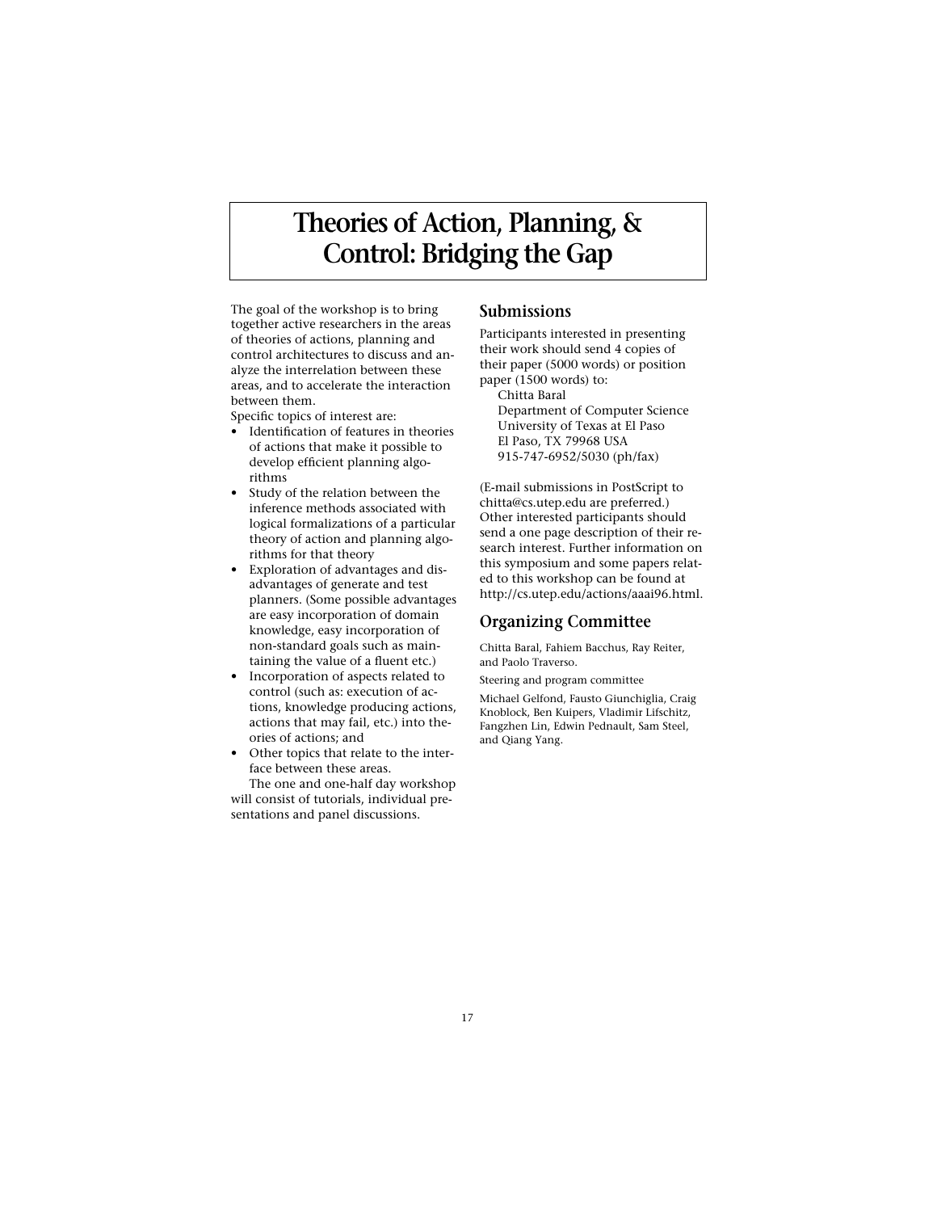# Theories of Action, Planning, & Control: Bridging the Gap

The goal of the workshop is to bring together active researchers in the areas of theories of actions, planning and control architectures to discuss and analyze the interrelation between these areas, and to accelerate the interaction between them.

Specific topics of interest are:

- Identification of features in theories of actions that make it possible to develop efficient planning algorithms
- Study of the relation between the inference methods associated with logical formalizations of a particular theory of action and planning algorithms for that theory
- Exploration of advantages and disadvantages of generate and test planners. (Some possible advantages are easy incorporation of domain knowledge, easy incorporation of non-standard goals such as maintaining the value of a fluent etc.)
- Incorporation of aspects related to control (such as: execution of actions, knowledge producing actions, actions that may fail, etc.) into theories of actions; and
- Other topics that relate to the interface between these areas.

The one and one-half day workshop will consist of tutorials, individual presentations and panel discussions.

## Submissions

Participants interested in presenting their work should send 4 copies of their paper (5000 words) or position paper (1500 words) to:

Chitta Baral
Department of Computer Science
University of Texas at El Paso
El Paso, TX 79968 USA
915-747-6952/5030 (ph/fax)

(E-mail submissions in PostScript to chitta@cs.utep.edu are preferred.) Other interested participants should send a one page description of their research interest. Further information on this symposium and some papers related to this workshop can be found at http://cs.utep.edu/actions/aaai96.html.

## Organizing Committee

Chitta Baral, Fahiem Bacchus, Ray Reiter, and Paolo Traverso.

Steering and program committee

Michael Gelfond, Fausto Giunchiglia, Craig Knoblock, Ben Kuipers, Vladimir Lifschitz, Fangzhen Lin, Edwin Pednault, Sam Steel, and Qiang Yang.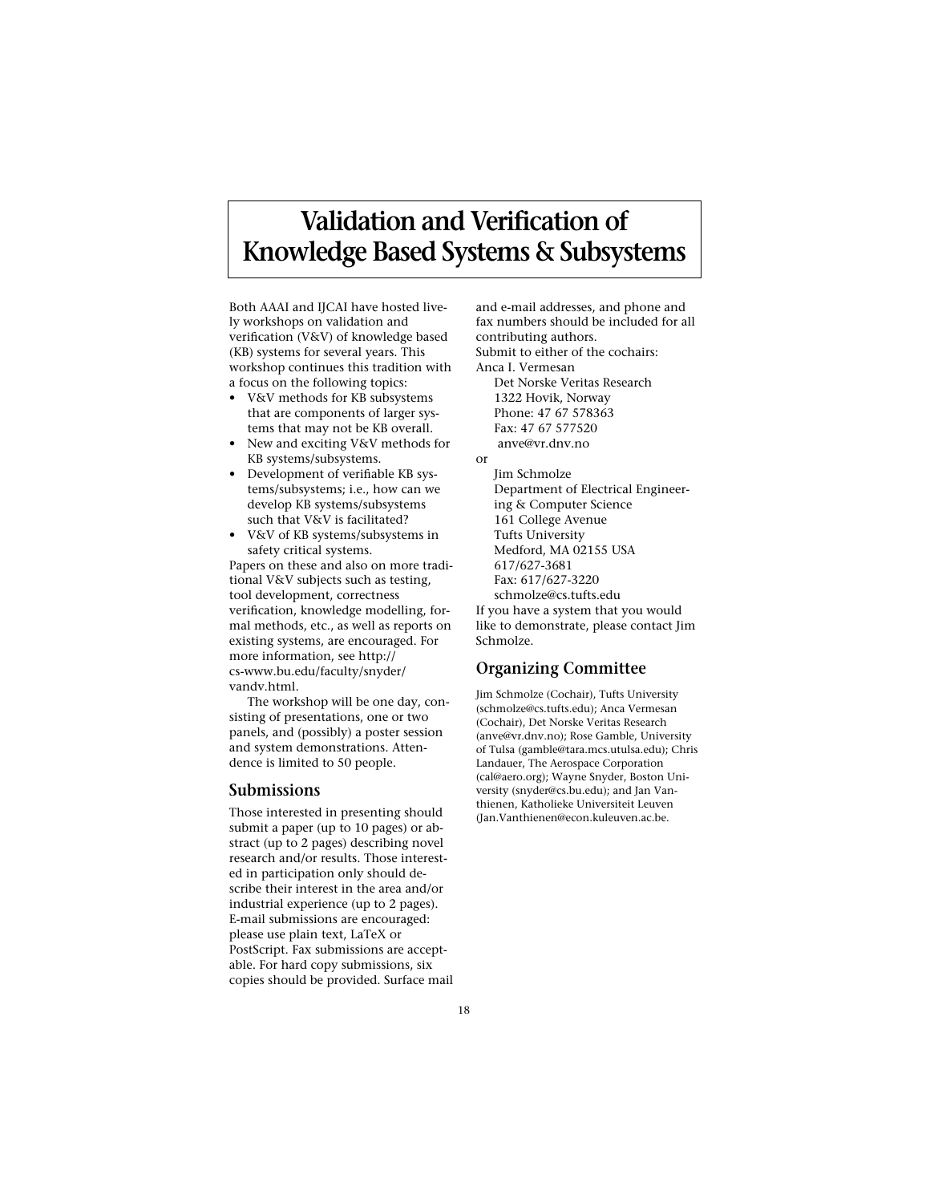# Validation and Verification of Knowledge Based Systems & Subsystems

Both AAAI and IJCAI have hosted lively workshops on validation and verification (V&V) of knowledge based (KB) systems for several years. This workshop continues this tradition with a focus on the following topics:

- V&V methods for KB subsystems that are components of larger systems that may not be KB overall.
- New and exciting V&V methods for KB systems/subsystems.
- Development of verifiable KB systems/subsystems; i.e., how can we develop KB systems/subsystems such that V&V is facilitated?
- V&V of KB systems/subsystems in safety critical systems.

Papers on these and also on more traditional V&V subjects such as testing, tool development, correctness verification, knowledge modelling, formal methods, etc., as well as reports on existing systems, are encouraged. For more information, see http://cs-www.bu.edu/faculty/snyder/vandv.html.

The workshop will be one day, consisting of presentations, one or two panels, and (possibly) a poster session and system demonstrations. Attendence is limited to 50 people.

## Submissions

Those interested in presenting should submit a paper (up to 10 pages) or abstract (up to 2 pages) describing novel research and/or results. Those interested in participation only should describe their interest in the area and/or industrial experience (up to 2 pages). E-mail submissions are encouraged: please use plain text, LaTeX or PostScript. Fax submissions are acceptable. For hard copy submissions, six copies should be provided. Surface mail and e-mail addresses, and phone and fax numbers should be included for all contributing authors.

Submit to either of the cochairs:

Anca I. Vermesan
Det Norske Veritas Research
1322 Hovik, Norway
Phone: 47 67 578363
Fax: 47 67 577520
anve@vr.dnv.no

or

Jim Schmolze
Department of Electrical Engineering & Computer Science
161 College Avenue
Tufts University
Medford, MA 02155 USA
617/627-3681
Fax: 617/627-3220
schmolze@cs.tufts.edu

If you have a system that you would like to demonstrate, please contact Jim Schmolze.

## Organizing Committee

Jim Schmolze (Cochair), Tufts University (schmolze@cs.tufts.edu); Anca Vermesan (Cochair), Det Norske Veritas Research (anve@vr.dnv.no); Rose Gamble, University of Tulsa (gamble@tara.mcs.utulsa.edu); Chris Landauer, The Aerospace Corporation (cal@aero.org); Wayne Snyder, Boston University (snyder@cs.bu.edu); and Jan Vanthienen, Katholieke Universiteit Leuven (Jan.Vanthienen@econ.kuleuven.ac.be.